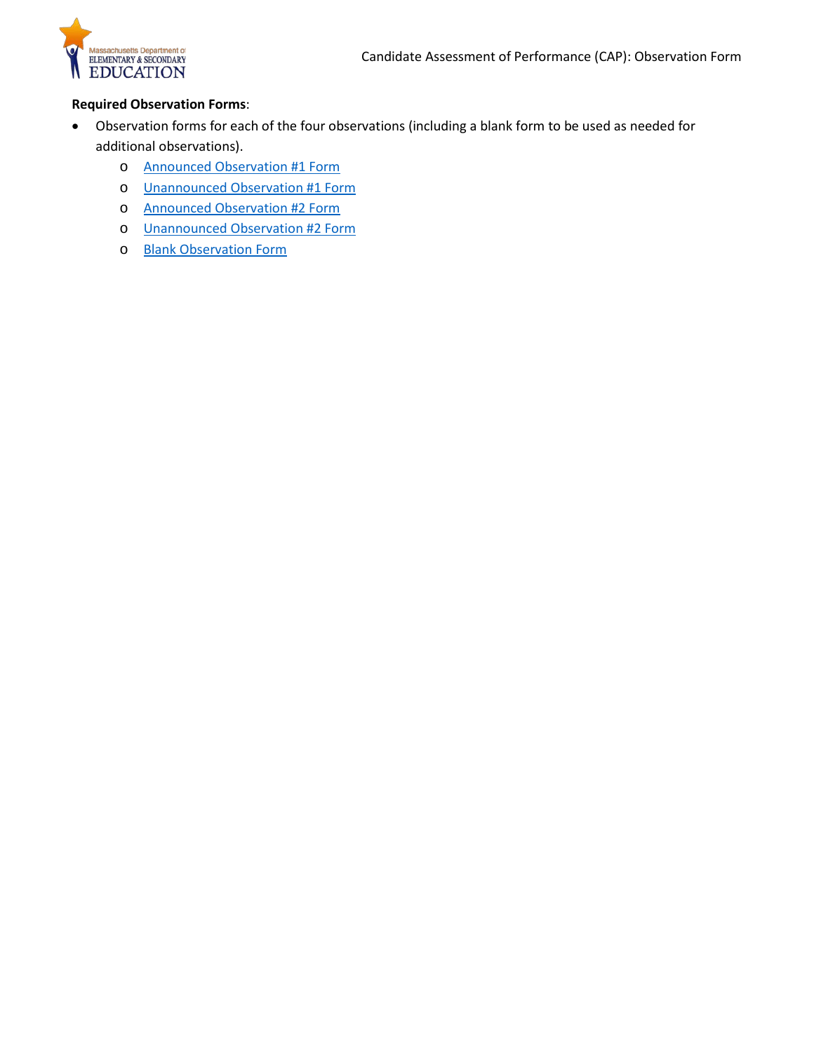**Required Observation Forms**:

- Observation forms for each of the four observations (including a blank form to be used as needed for additional observations).
  - Announced Observation #1 Form
  - Unannounced Observation #1 Form
  - Announced Observation #2 Form
  - Unannounced Observation #2 Form
  - Blank Observation Form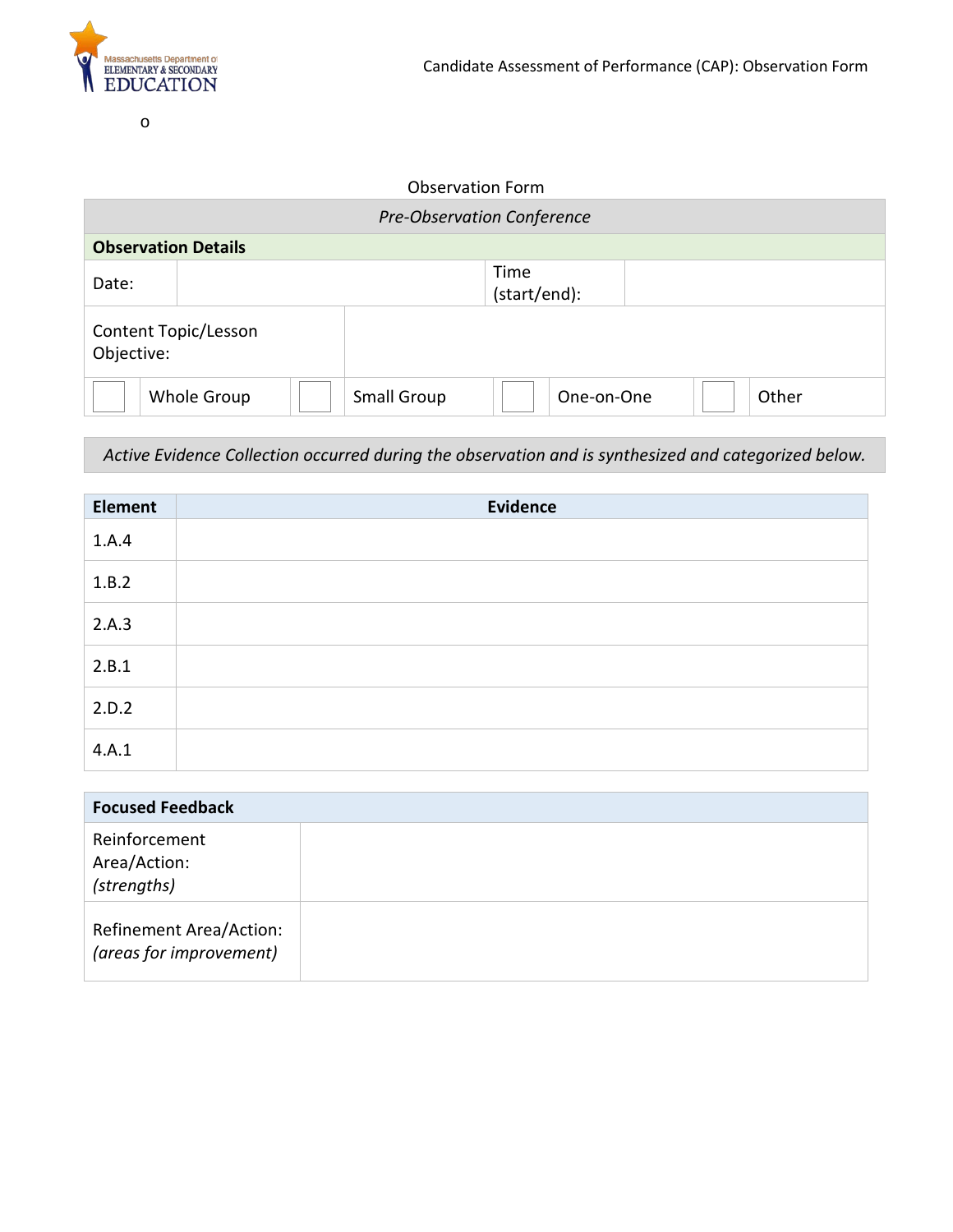o

Observation Form

| *Pre-Observation Conference* | | | |
|---|---|---|---|
| **Observation Details** | | | |
| Date: | | Time (start/end): | |
| Content Topic/Lesson Objective: | | | |

| | Whole Group | | Small Group | | One-on-One | | Other |
|---|---|---|---|---|---|---|---|

*Active Evidence Collection occurred during the observation and is synthesized and categorized below.*

| Element | Evidence |
|---|---|
| 1.A.4 | |
| 1.B.2 | |
| 2.A.3 | |
| 2.B.1 | |
| 2.D.2 | |
| 4.A.1 | |

| **Focused Feedback** | |
|---|---|
| Reinforcement Area/Action: *(strengths)* | |
| Refinement Area/Action: *(areas for improvement)* | |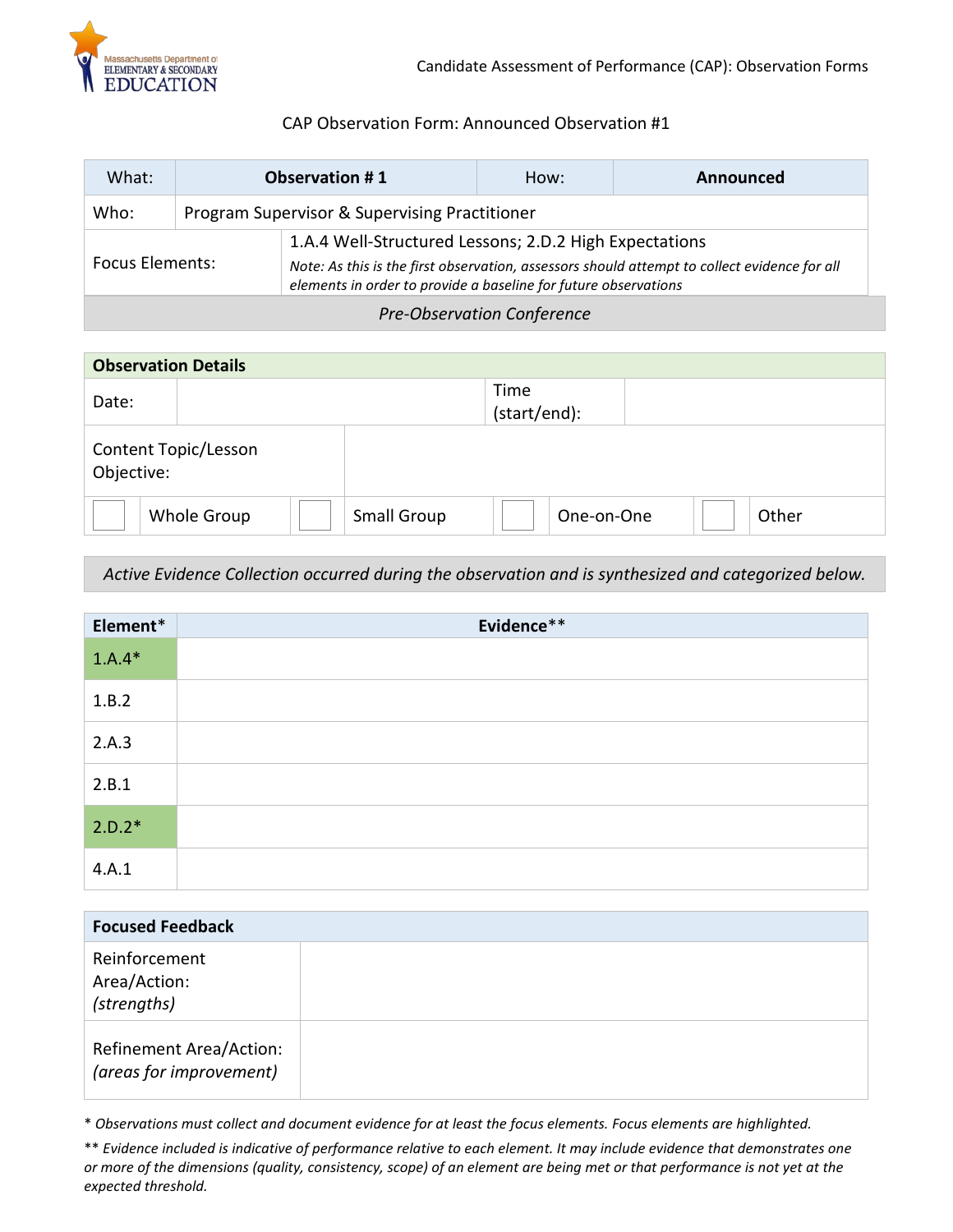## CAP Observation Form: Announced Observation #1

| What: | **Observation # 1** | How: | **Announced** |
|---|---|---|---|
| Who: | Program Supervisor & Supervising Practitioner | | |
| Focus Elements: | 1.A.4 Well-Structured Lessons; 2.D.2 High Expectations<br>*Note: As this is the first observation, assessors should attempt to collect evidence for all elements in order to provide a baseline for future observations* | | |

*Pre-Observation Conference*

| **Observation Details** | | | |
|---|---|---|---|
| Date: | | Time (start/end): | |
| Content Topic/Lesson Objective: | | | |

| | Whole Group | | Small Group | | One-on-One | | Other |
|---|---|---|---|---|---|---|---|

*Active Evidence Collection occurred during the observation and is synthesized and categorized below.*

| **Element*** | **Evidence**** |
|---|---|
| 1.A.4* | |
| 1.B.2 | |
| 2.A.3 | |
| 2.B.1 | |
| 2.D.2* | |
| 4.A.1 | |

| **Focused Feedback** | |
|---|---|
| Reinforcement Area/Action: *(strengths)* | |
| Refinement Area/Action: *(areas for improvement)* | |

\* *Observations must collect and document evidence for at least the focus elements. Focus elements are highlighted.*

\*\* *Evidence included is indicative of performance relative to each element. It may include evidence that demonstrates one or more of the dimensions (quality, consistency, scope) of an element are being met or that performance is not yet at the expected threshold.*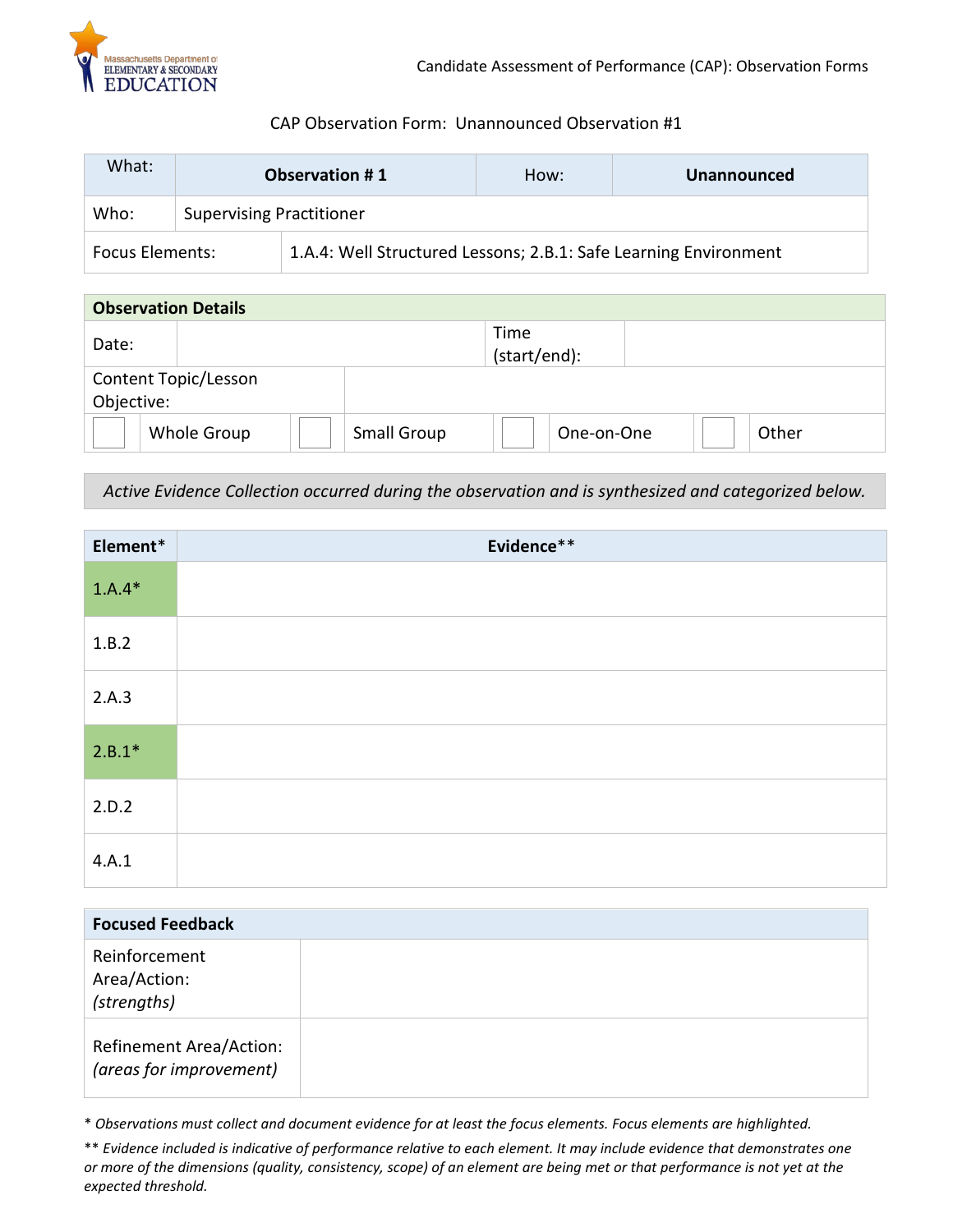CAP Observation Form: Unannounced Observation #1

| What: | Observation # 1 | How: | Unannounced |
|---|---|---|---|
| Who: | Supervising Practitioner | | |
| Focus Elements: | 1.A.4: Well Structured Lessons; 2.B.1: Safe Learning Environment | | |

| Observation Details | | | | | | | |
|---|---|---|---|---|---|---|---|
| Date: | | | | Time (start/end): | | | |
| Content Topic/Lesson Objective: | | | | | | | |
| | Whole Group | | Small Group | | One-on-One | | Other |

*Active Evidence Collection occurred during the observation and is synthesized and categorized below.*

| Element* | Evidence** |
|---|---|
| 1.A.4* | |
| 1.B.2 | |
| 2.A.3 | |
| 2.B.1* | |
| 2.D.2 | |
| 4.A.1 | |

| Focused Feedback | |
|---|---|
| Reinforcement Area/Action: *(strengths)* | |
| Refinement Area/Action: *(areas for improvement)* | |

\* *Observations must collect and document evidence for at least the focus elements. Focus elements are highlighted.*

\*\* *Evidence included is indicative of performance relative to each element. It may include evidence that demonstrates one or more of the dimensions (quality, consistency, scope) of an element are being met or that performance is not yet at the expected threshold.*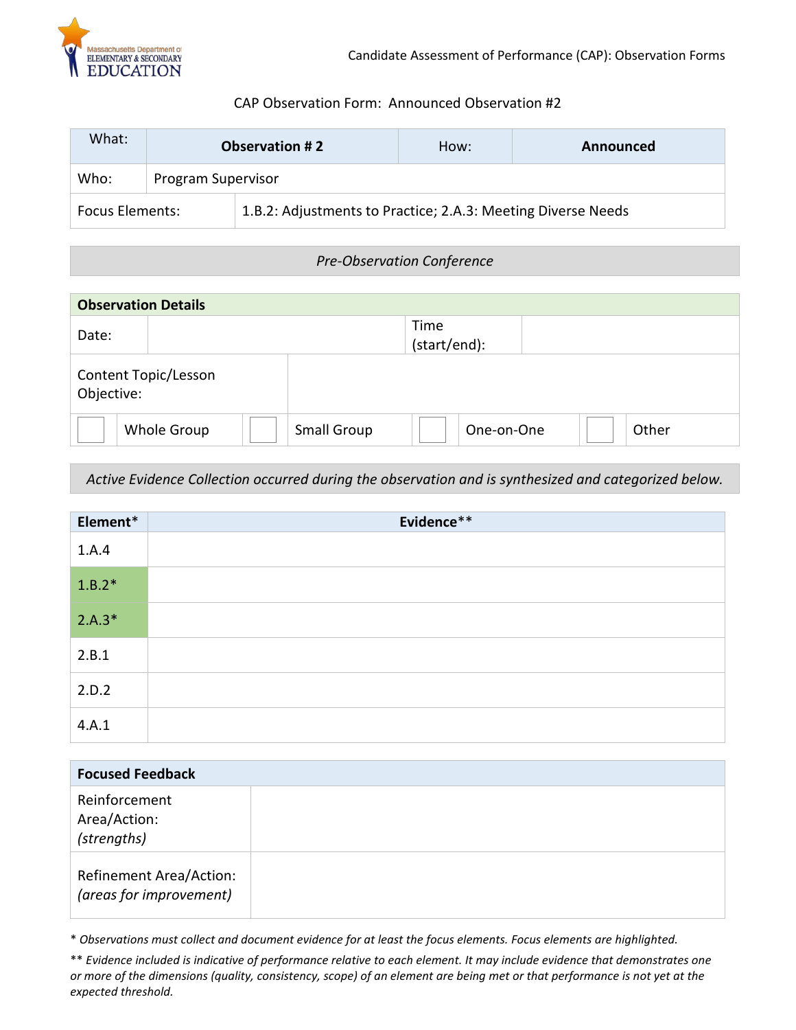## CAP Observation Form: Announced Observation #2

| What: | **Observation # 2** | How: | **Announced** |
|---|---|---|---|
| Who: | Program Supervisor | | |
| Focus Elements: | 1.B.2: Adjustments to Practice; 2.A.3: Meeting Diverse Needs | | |

*Pre-Observation Conference*

| **Observation Details** | | | |
|---|---|---|---|
| Date: | | Time (start/end): | |
| Content Topic/Lesson Objective: | | | |

| | | | | | | | |
|---|---|---|---|---|---|---|---|
| ☐ | Whole Group | ☐ | Small Group | ☐ | One-on-One | ☐ | Other |

*Active Evidence Collection occurred during the observation and is synthesized and categorized below.*

| **Element*** | **Evidence**** |
|---|---|
| 1.A.4 | |
| 1.B.2* | |
| 2.A.3* | |
| 2.B.1 | |
| 2.D.2 | |
| 4.A.1 | |

| **Focused Feedback** | |
|---|---|
| Reinforcement Area/Action: *(strengths)* | |
| Refinement Area/Action: *(areas for improvement)* | |

* *Observations must collect and document evidence for at least the focus elements. Focus elements are highlighted.*

** *Evidence included is indicative of performance relative to each element. It may include evidence that demonstrates one or more of the dimensions (quality, consistency, scope) of an element are being met or that performance is not yet at the expected threshold.*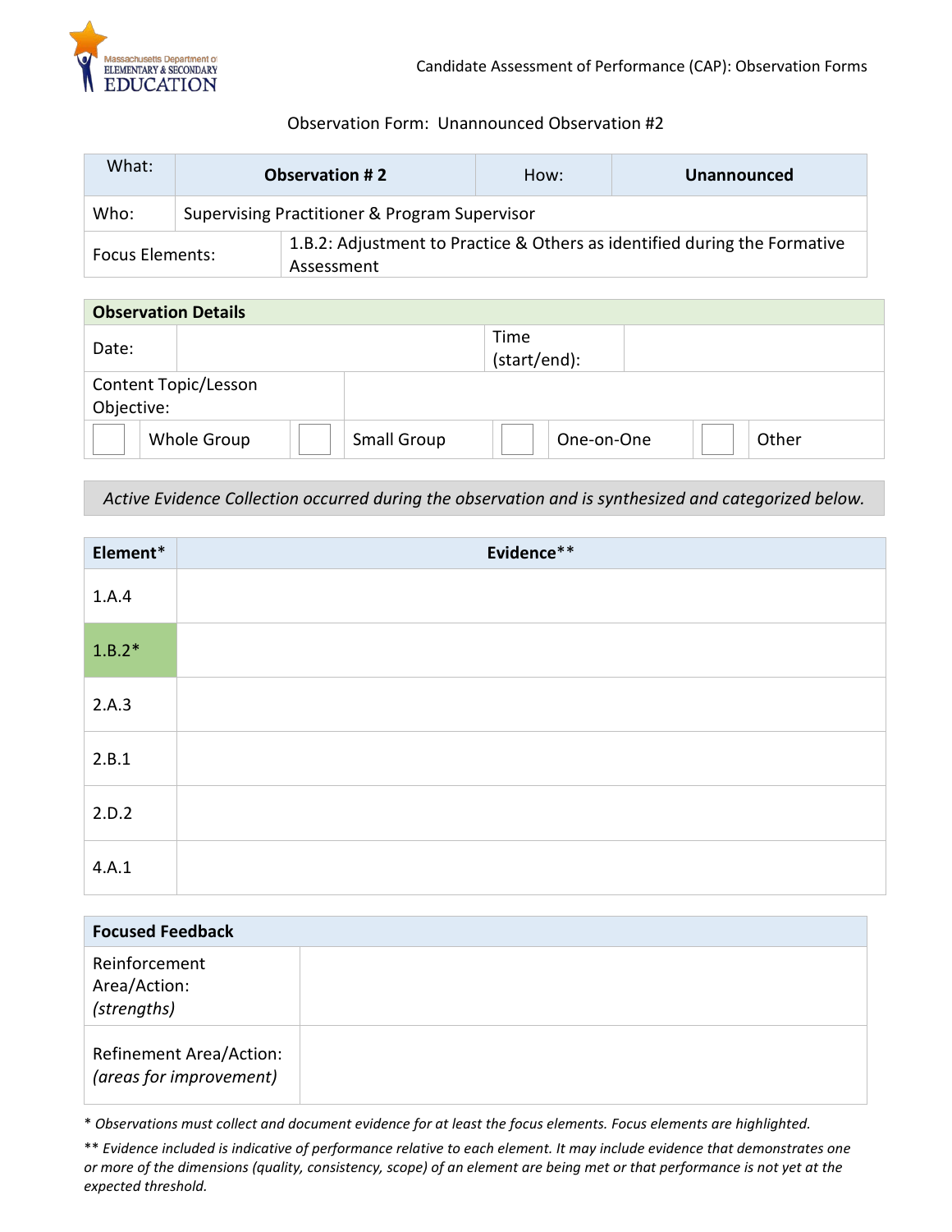Observation Form: Unannounced Observation #2

| What: | **Observation # 2** | How: | **Unannounced** |
|---|---|---|---|
| Who: | Supervising Practitioner & Program Supervisor | | |
| Focus Elements: | 1.B.2: Adjustment to Practice & Others as identified during the Formative Assessment | | |

| **Observation Details** | | | | | | | |
|---|---|---|---|---|---|---|---|
| Date: | | Time (start/end): | | | | | |
| Content Topic/Lesson Objective: | | | | | | | |
| ☐ | Whole Group | ☐ | Small Group | ☐ | One-on-One | ☐ | Other |

*Active Evidence Collection occurred during the observation and is synthesized and categorized below.*

| **Element*** | **Evidence**** |
|---|---|
| 1.A.4 | |
| 1.B.2* | |
| 2.A.3 | |
| 2.B.1 | |
| 2.D.2 | |
| 4.A.1 | |

| **Focused Feedback** | |
|---|---|
| Reinforcement Area/Action: *(strengths)* | |
| Refinement Area/Action: *(areas for improvement)* | |

\* *Observations must collect and document evidence for at least the focus elements. Focus elements are highlighted.*

\*\* *Evidence included is indicative of performance relative to each element. It may include evidence that demonstrates one or more of the dimensions (quality, consistency, scope) of an element are being met or that performance is not yet at the expected threshold.*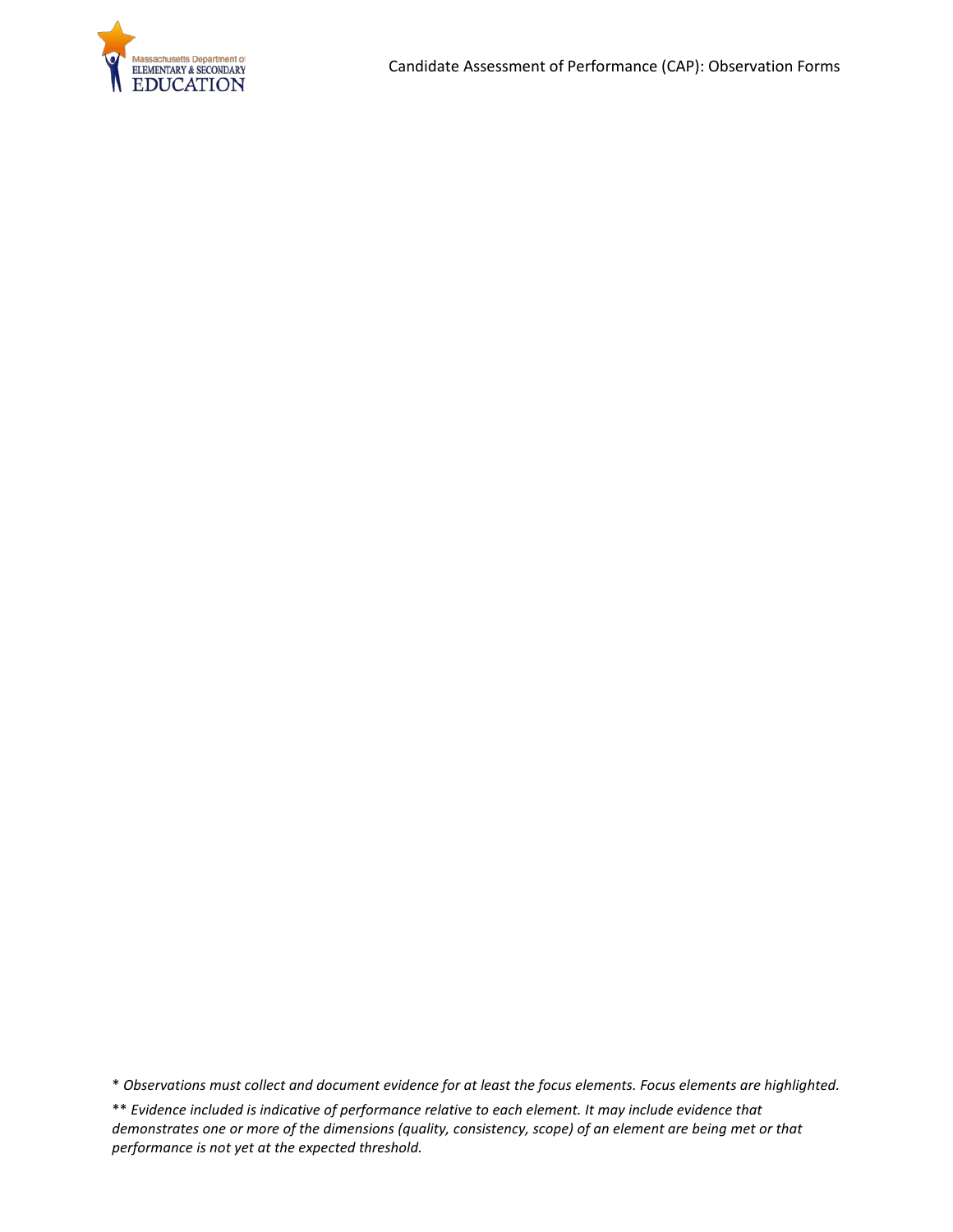* *Observations must collect and document evidence for at least the focus elements. Focus elements are highlighted.*

** *Evidence included is indicative of performance relative to each element. It may include evidence that demonstrates one or more of the dimensions (quality, consistency, scope) of an element are being met or that performance is not yet at the expected threshold.*